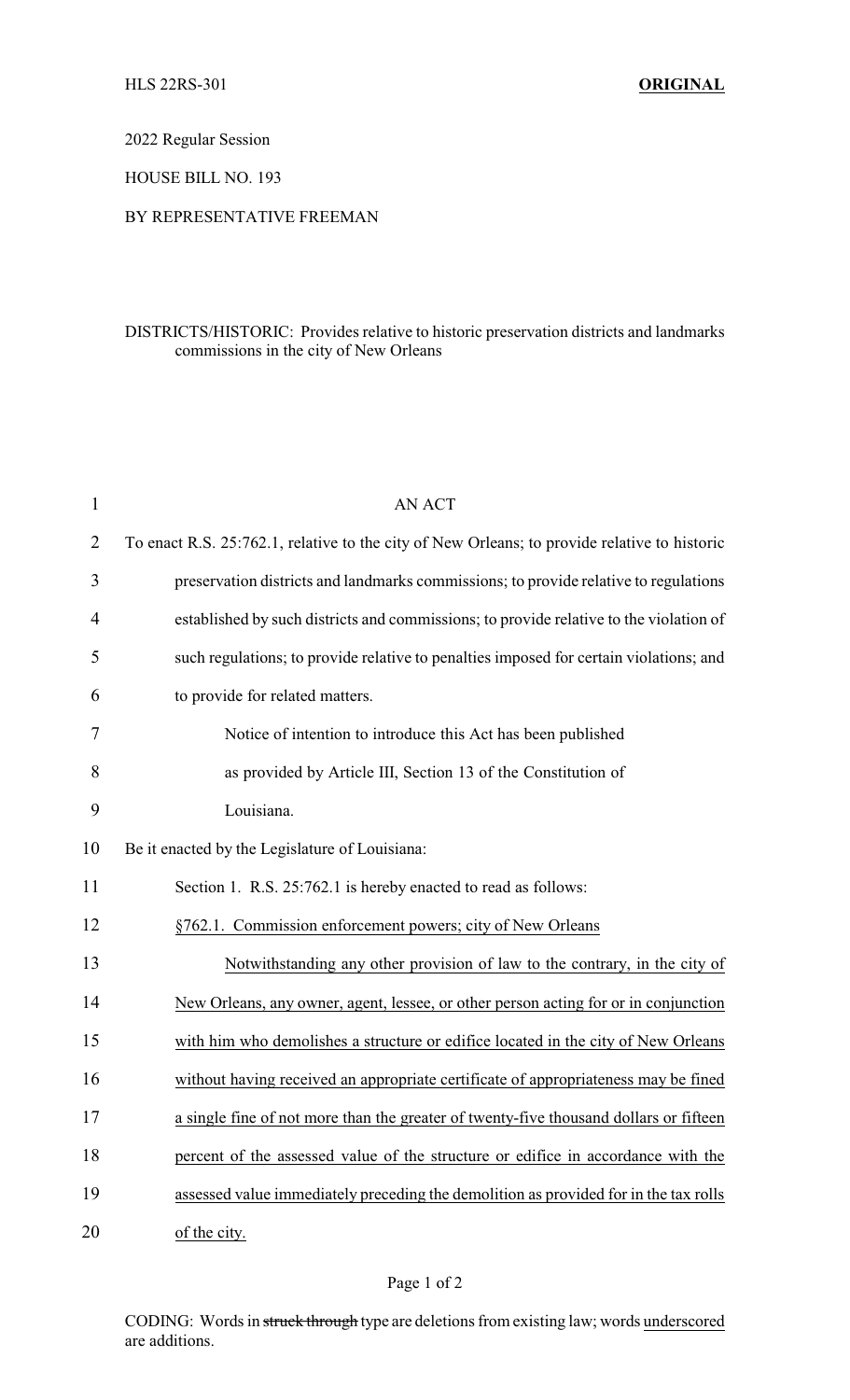HLS 22RS-301 **ORIGINAL**

2022 Regular Session

HOUSE BILL NO. 193

BY REPRESENTATIVE FREEMAN

DISTRICTS/HISTORIC: Provides relative to historic preservation districts and landmarks commissions in the city of New Orleans

AN ACT

To enact R.S. 25:762.1, relative to the city of New Orleans; to provide relative to historic preservation districts and landmarks commissions; to provide relative to regulations established by such districts and commissions; to provide relative to the violation of such regulations; to provide relative to penalties imposed for certain violations; and to provide for related matters.

Notice of intention to introduce this Act has been published as provided by Article III, Section 13 of the Constitution of Louisiana.

Be it enacted by the Legislature of Louisiana:

Section 1. R.S. 25:762.1 is hereby enacted to read as follows:

§762.1. Commission enforcement powers; city of New Orleans

Notwithstanding any other provision of law to the contrary, in the city of New Orleans, any owner, agent, lessee, or other person acting for or in conjunction with him who demolishes a structure or edifice located in the city of New Orleans without having received an appropriate certificate of appropriateness may be fined a single fine of not more than the greater of twenty-five thousand dollars or fifteen percent of the assessed value of the structure or edifice in accordance with the assessed value immediately preceding the demolition as provided for in the tax rolls of the city.

CODING: Words in ~~struck through~~ type are deletions from existing law; words underscored are additions.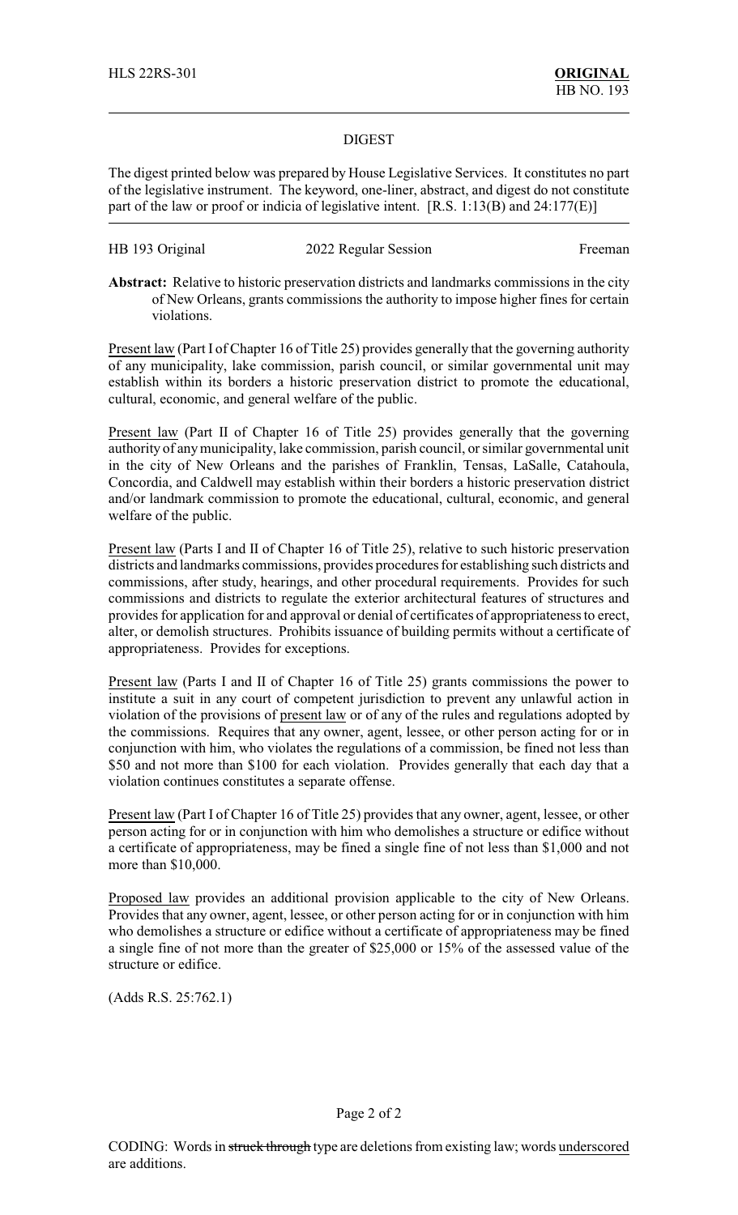HLS 22RS-301 **ORIGINAL**
HB NO. 193

DIGEST

The digest printed below was prepared by House Legislative Services. It constitutes no part of the legislative instrument. The keyword, one-liner, abstract, and digest do not constitute part of the law or proof or indicia of legislative intent. [R.S. 1:13(B) and 24:177(E)]

HB 193 Original 2022 Regular Session Freeman

**Abstract:** Relative to historic preservation districts and landmarks commissions in the city of New Orleans, grants commissions the authority to impose higher fines for certain violations.

Present law (Part I of Chapter 16 of Title 25) provides generally that the governing authority of any municipality, lake commission, parish council, or similar governmental unit may establish within its borders a historic preservation district to promote the educational, cultural, economic, and general welfare of the public.

Present law (Part II of Chapter 16 of Title 25) provides generally that the governing authority of any municipality, lake commission, parish council, or similar governmental unit in the city of New Orleans and the parishes of Franklin, Tensas, LaSalle, Catahoula, Concordia, and Caldwell may establish within their borders a historic preservation district and/or landmark commission to promote the educational, cultural, economic, and general welfare of the public.

Present law (Parts I and II of Chapter 16 of Title 25), relative to such historic preservation districts and landmarks commissions, provides procedures for establishing such districts and commissions, after study, hearings, and other procedural requirements. Provides for such commissions and districts to regulate the exterior architectural features of structures and provides for application for and approval or denial of certificates of appropriateness to erect, alter, or demolish structures. Prohibits issuance of building permits without a certificate of appropriateness. Provides for exceptions.

Present law (Parts I and II of Chapter 16 of Title 25) grants commissions the power to institute a suit in any court of competent jurisdiction to prevent any unlawful action in violation of the provisions of present law or of any of the rules and regulations adopted by the commissions. Requires that any owner, agent, lessee, or other person acting for or in conjunction with him, who violates the regulations of a commission, be fined not less than \$50 and not more than \$100 for each violation. Provides generally that each day that a violation continues constitutes a separate offense.

Present law (Part I of Chapter 16 of Title 25) provides that any owner, agent, lessee, or other person acting for or in conjunction with him who demolishes a structure or edifice without a certificate of appropriateness, may be fined a single fine of not less than \$1,000 and not more than \$10,000.

Proposed law provides an additional provision applicable to the city of New Orleans. Provides that any owner, agent, lessee, or other person acting for or in conjunction with him who demolishes a structure or edifice without a certificate of appropriateness may be fined a single fine of not more than the greater of \$25,000 or 15% of the assessed value of the structure or edifice.

(Adds R.S. 25:762.1)

CODING: Words in ~~struck through~~ type are deletions from existing law; words underscored are additions.